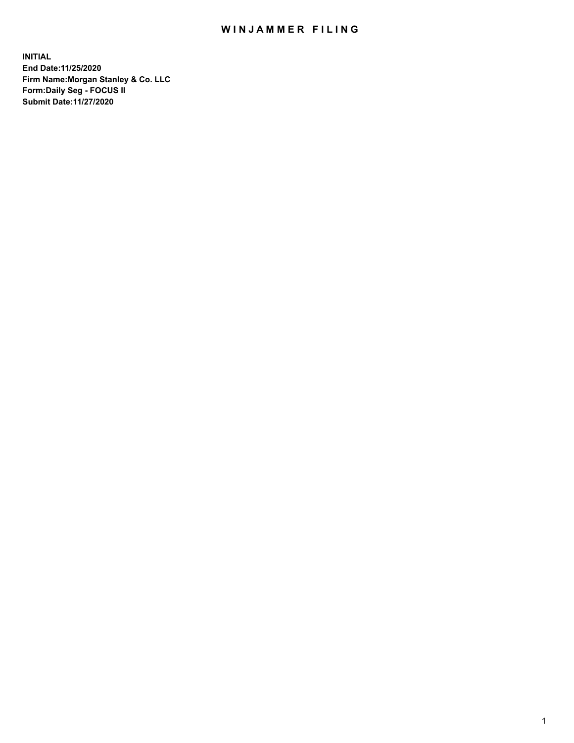# WINJAMMER FILING

**INITIAL**
**End Date:11/25/2020**
**Firm Name:Morgan Stanley & Co. LLC**
**Form:Daily Seg - FOCUS II**
**Submit Date:11/27/2020**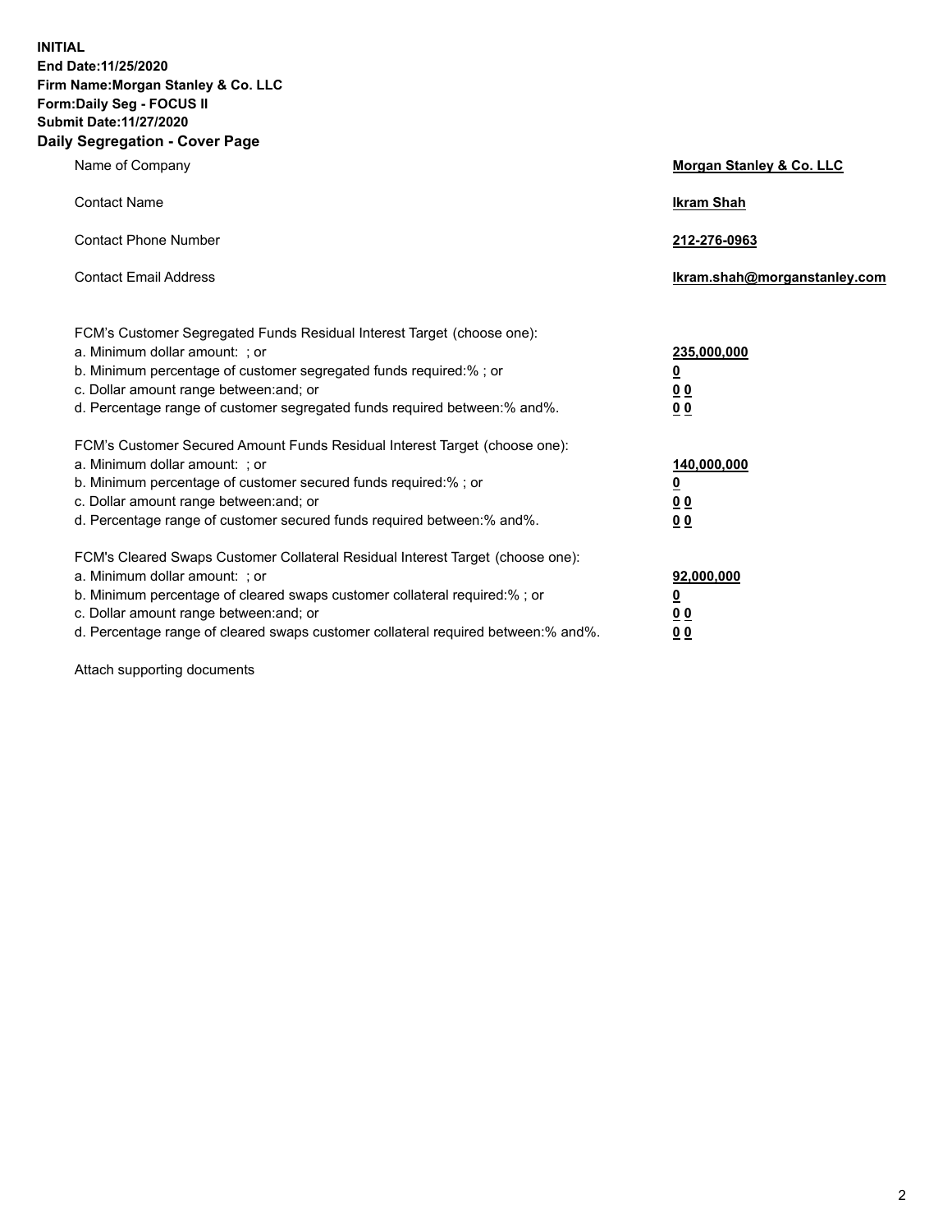**INITIAL**
**End Date:11/25/2020**
**Firm Name:Morgan Stanley & Co. LLC**
**Form:Daily Seg - FOCUS II**
**Submit Date:11/27/2020**

## Daily Segregation - Cover Page

| | |
|---|---|
| Name of Company | **Morgan Stanley & Co. LLC** |
| Contact Name | **Ikram Shah** |
| Contact Phone Number | **212-276-0963** |
| Contact Email Address | **Ikram.shah@morganstanley.com** |

| | |
|---|---|
| FCM's Customer Segregated Funds Residual Interest Target (choose one): | |
| a. Minimum dollar amount: ; or | **235,000,000** |
| b. Minimum percentage of customer segregated funds required:% ; or | **0** |
| c. Dollar amount range between:and; or | **0 0** |
| d. Percentage range of customer segregated funds required between:% and%. | **0 0** |
| FCM's Customer Secured Amount Funds Residual Interest Target (choose one): | |
| a. Minimum dollar amount: ; or | **140,000,000** |
| b. Minimum percentage of customer secured funds required:% ; or | **0** |
| c. Dollar amount range between:and; or | **0 0** |
| d. Percentage range of customer secured funds required between:% and%. | **0 0** |
| FCM's Cleared Swaps Customer Collateral Residual Interest Target (choose one): | |
| a. Minimum dollar amount: ; or | **92,000,000** |
| b. Minimum percentage of cleared swaps customer collateral required:% ; or | **0** |
| c. Dollar amount range between:and; or | **0 0** |
| d. Percentage range of cleared swaps customer collateral required between:% and%. | **0 0** |

Attach supporting documents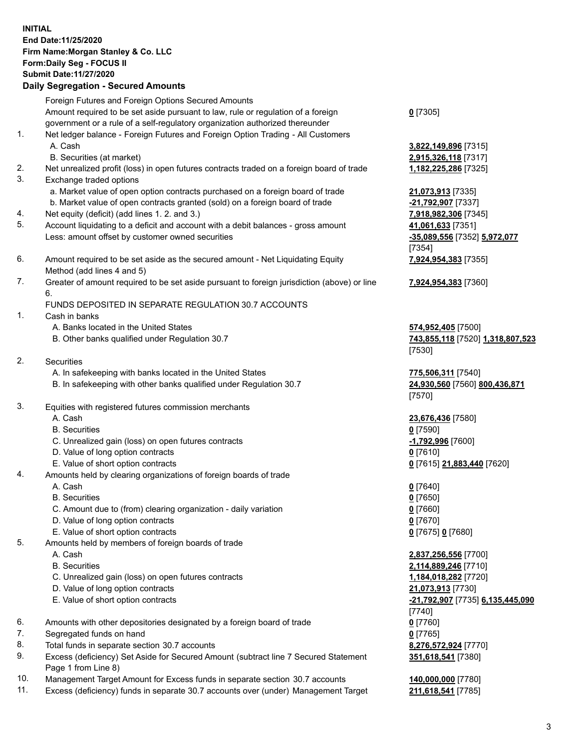**INITIAL**
**End Date:11/25/2020**
**Firm Name:Morgan Stanley & Co. LLC**
**Form:Daily Seg - FOCUS II**
**Submit Date:11/27/2020**

## Daily Segregation - Secured Amounts

| | | |
|---|---|---|
| | Foreign Futures and Foreign Options Secured Amounts | |
| | Amount required to be set aside pursuant to law, rule or regulation of a foreign government or a rule of a self-regulatory organization authorized thereunder | **0** [7305] |
| 1. | Net ledger balance - Foreign Futures and Foreign Option Trading - All Customers | |
| | A. Cash | **3,822,149,896** [7315] |
| | B. Securities (at market) | **2,915,326,118** [7317] |
| 2. | Net unrealized profit (loss) in open futures contracts traded on a foreign board of trade | **1,182,225,286** [7325] |
| 3. | Exchange traded options | |
| | a. Market value of open option contracts purchased on a foreign board of trade | **21,073,913** [7335] |
| | b. Market value of open contracts granted (sold) on a foreign board of trade | **-21,792,907** [7337] |
| 4. | Net equity (deficit) (add lines 1. 2. and 3.) | **7,918,982,306** [7345] |
| 5. | Account liquidating to a deficit and account with a debit balances - gross amount | **41,061,633** [7351] |
| | Less: amount offset by customer owned securities | **-35,089,556** [7352] **5,972,077** [7354] |
| 6. | Amount required to be set aside as the secured amount - Net Liquidating Equity Method (add lines 4 and 5) | **7,924,954,383** [7355] |
| 7. | Greater of amount required to be set aside pursuant to foreign jurisdiction (above) or line 6. | **7,924,954,383** [7360] |
| | FUNDS DEPOSITED IN SEPARATE REGULATION 30.7 ACCOUNTS | |
| 1. | Cash in banks | |
| | A. Banks located in the United States | **574,952,405** [7500] |
| | B. Other banks qualified under Regulation 30.7 | **743,855,118** [7520] **1,318,807,523** [7530] |
| 2. | Securities | |
| | A. In safekeeping with banks located in the United States | **775,506,311** [7540] |
| | B. In safekeeping with other banks qualified under Regulation 30.7 | **24,930,560** [7560] **800,436,871** [7570] |
| 3. | Equities with registered futures commission merchants | |
| | A. Cash | **23,676,436** [7580] |
| | B. Securities | **0** [7590] |
| | C. Unrealized gain (loss) on open futures contracts | **-1,792,996** [7600] |
| | D. Value of long option contracts | **0** [7610] |
| | E. Value of short option contracts | **0** [7615] **21,883,440** [7620] |
| 4. | Amounts held by clearing organizations of foreign boards of trade | |
| | A. Cash | **0** [7640] |
| | B. Securities | **0** [7650] |
| | C. Amount due to (from) clearing organization - daily variation | **0** [7660] |
| | D. Value of long option contracts | **0** [7670] |
| | E. Value of short option contracts | **0** [7675] **0** [7680] |
| 5. | Amounts held by members of foreign boards of trade | |
| | A. Cash | **2,837,256,556** [7700] |
| | B. Securities | **2,114,889,246** [7710] |
| | C. Unrealized gain (loss) on open futures contracts | **1,184,018,282** [7720] |
| | D. Value of long option contracts | **21,073,913** [7730] |
| | E. Value of short option contracts | **-21,792,907** [7735] **6,135,445,090** [7740] |
| 6. | Amounts with other depositories designated by a foreign board of trade | **0** [7760] |
| 7. | Segregated funds on hand | **0** [7765] |
| 8. | Total funds in separate section 30.7 accounts | **8,276,572,924** [7770] |
| 9. | Excess (deficiency) Set Aside for Secured Amount (subtract line 7 Secured Statement Page 1 from Line 8) | **351,618,541** [7380] |
| 10. | Management Target Amount for Excess funds in separate section 30.7 accounts | **140,000,000** [7780] |
| 11. | Excess (deficiency) funds in separate 30.7 accounts over (under) Management Target | **211,618,541** [7785] |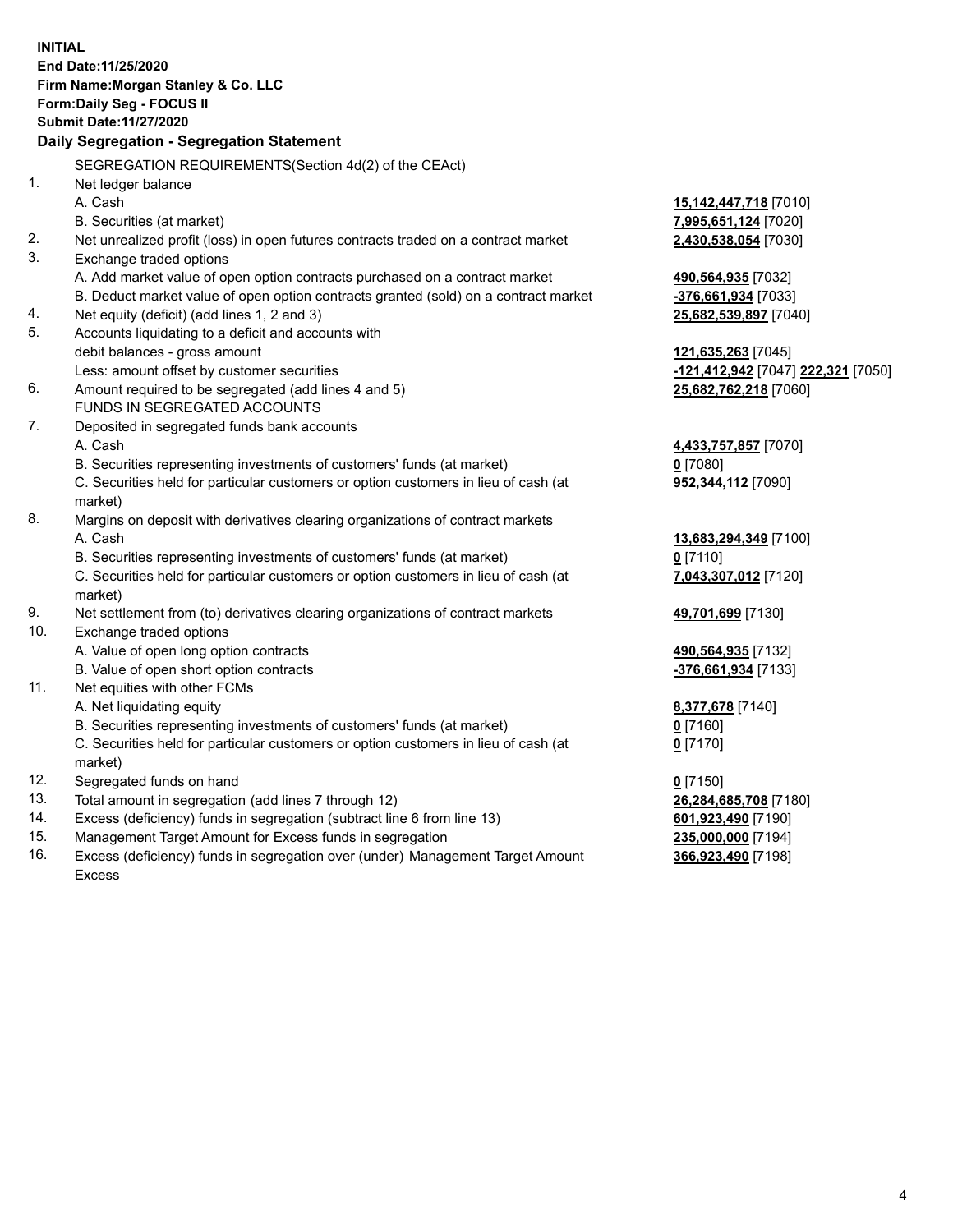**INITIAL**
**End Date:11/25/2020**
**Firm Name:Morgan Stanley & Co. LLC**
**Form:Daily Seg - FOCUS II**
**Submit Date:11/27/2020**

**Daily Segregation - Segregation Statement**

SEGREGATION REQUIREMENTS(Section 4d(2) of the CEAct)

| | | |
|---|---|---|
| 1. | Net ledger balance | |
| | A. Cash | **15,142,447,718** [7010] |
| | B. Securities (at market) | **7,995,651,124** [7020] |
| 2. | Net unrealized profit (loss) in open futures contracts traded on a contract market | **2,430,538,054** [7030] |
| 3. | Exchange traded options | |
| | A. Add market value of open option contracts purchased on a contract market | **490,564,935** [7032] |
| | B. Deduct market value of open option contracts granted (sold) on a contract market | **-376,661,934** [7033] |
| 4. | Net equity (deficit) (add lines 1, 2 and 3) | **25,682,539,897** [7040] |
| 5. | Accounts liquidating to a deficit and accounts with debit balances - gross amount | **121,635,263** [7045] |
| | Less: amount offset by customer securities | **-121,412,942** [7047] **222,321** [7050] |
| 6. | Amount required to be segregated (add lines 4 and 5) | **25,682,762,218** [7060] |
| | FUNDS IN SEGREGATED ACCOUNTS | |
| 7. | Deposited in segregated funds bank accounts | |
| | A. Cash | **4,433,757,857** [7070] |
| | B. Securities representing investments of customers' funds (at market) | **0** [7080] |
| | C. Securities held for particular customers or option customers in lieu of cash (at market) | **952,344,112** [7090] |
| 8. | Margins on deposit with derivatives clearing organizations of contract markets | |
| | A. Cash | **13,683,294,349** [7100] |
| | B. Securities representing investments of customers' funds (at market) | **0** [7110] |
| | C. Securities held for particular customers or option customers in lieu of cash (at market) | **7,043,307,012** [7120] |
| 9. | Net settlement from (to) derivatives clearing organizations of contract markets | **49,701,699** [7130] |
| 10. | Exchange traded options | |
| | A. Value of open long option contracts | **490,564,935** [7132] |
| | B. Value of open short option contracts | **-376,661,934** [7133] |
| 11. | Net equities with other FCMs | |
| | A. Net liquidating equity | **8,377,678** [7140] |
| | B. Securities representing investments of customers' funds (at market) | **0** [7160] |
| | C. Securities held for particular customers or option customers in lieu of cash (at market) | **0** [7170] |
| 12. | Segregated funds on hand | **0** [7150] |
| 13. | Total amount in segregation (add lines 7 through 12) | **26,284,685,708** [7180] |
| 14. | Excess (deficiency) funds in segregation (subtract line 6 from line 13) | **601,923,490** [7190] |
| 15. | Management Target Amount for Excess funds in segregation | **235,000,000** [7194] |
| 16. | Excess (deficiency) funds in segregation over (under) Management Target Amount Excess | **366,923,490** [7198] |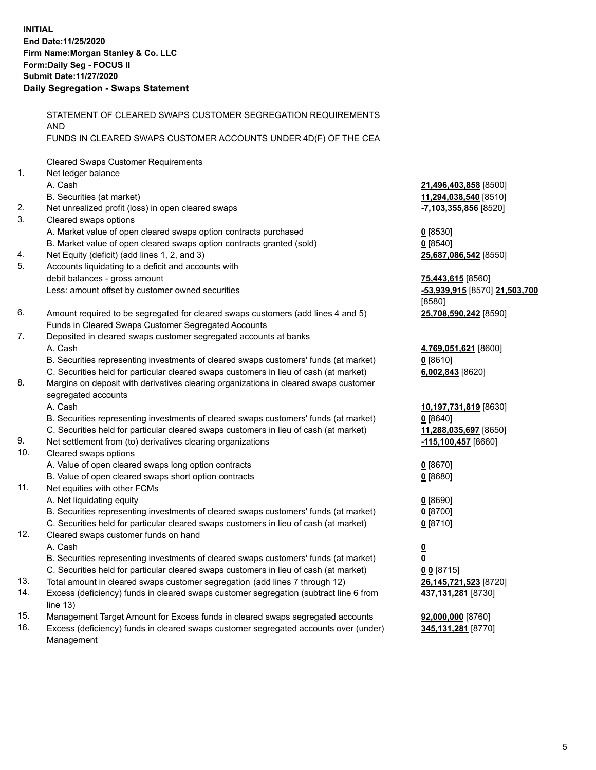**INITIAL**
**End Date:11/25/2020**
**Firm Name:Morgan Stanley & Co. LLC**
**Form:Daily Seg - FOCUS II**
**Submit Date:11/27/2020**
**Daily Segregation - Swaps Statement**

STATEMENT OF CLEARED SWAPS CUSTOMER SEGREGATION REQUIREMENTS AND FUNDS IN CLEARED SWAPS CUSTOMER ACCOUNTS UNDER 4D(F) OF THE CEA

| | | |
|---|---|---|
| | Cleared Swaps Customer Requirements | |
| 1. | Net ledger balance | |
| | A. Cash | **21,496,403,858** [8500] |
| | B. Securities (at market) | **11,294,038,540** [8510] |
| 2. | Net unrealized profit (loss) in open cleared swaps | **-7,103,355,856** [8520] |
| 3. | Cleared swaps options | |
| | A. Market value of open cleared swaps option contracts purchased | **0** [8530] |
| | B. Market value of open cleared swaps option contracts granted (sold) | **0** [8540] |
| 4. | Net Equity (deficit) (add lines 1, 2, and 3) | **25,687,086,542** [8550] |
| 5. | Accounts liquidating to a deficit and accounts with debit balances - gross amount | **75,443,615** [8560] |
| | Less: amount offset by customer owned securities | **-53,939,915** [8570] **21,503,700** [8580] |
| 6. | Amount required to be segregated for cleared swaps customers (add lines 4 and 5) | **25,708,590,242** [8590] |
| | Funds in Cleared Swaps Customer Segregated Accounts | |
| 7. | Deposited in cleared swaps customer segregated accounts at banks | |
| | A. Cash | **4,769,051,621** [8600] |
| | B. Securities representing investments of cleared swaps customers' funds (at market) | **0** [8610] |
| | C. Securities held for particular cleared swaps customers in lieu of cash (at market) | **6,002,843** [8620] |
| 8. | Margins on deposit with derivatives clearing organizations in cleared swaps customer segregated accounts | |
| | A. Cash | **10,197,731,819** [8630] |
| | B. Securities representing investments of cleared swaps customers' funds (at market) | **0** [8640] |
| | C. Securities held for particular cleared swaps customers in lieu of cash (at market) | **11,288,035,697** [8650] |
| 9. | Net settlement from (to) derivatives clearing organizations | **-115,100,457** [8660] |
| 10. | Cleared swaps options | |
| | A. Value of open cleared swaps long option contracts | **0** [8670] |
| | B. Value of open cleared swaps short option contracts | **0** [8680] |
| 11. | Net equities with other FCMs | |
| | A. Net liquidating equity | **0** [8690] |
| | B. Securities representing investments of cleared swaps customers' funds (at market) | **0** [8700] |
| | C. Securities held for particular cleared swaps customers in lieu of cash (at market) | **0** [8710] |
| 12. | Cleared swaps customer funds on hand | |
| | A. Cash | **0** |
| | B. Securities representing investments of cleared swaps customers' funds (at market) | **0** |
| | C. Securities held for particular cleared swaps customers in lieu of cash (at market) | **0** **0** [8715] |
| 13. | Total amount in cleared swaps customer segregation (add lines 7 through 12) | **26,145,721,523** [8720] |
| 14. | Excess (deficiency) funds in cleared swaps customer segregation (subtract line 6 from line 13) | **437,131,281** [8730] |
| 15. | Management Target Amount for Excess funds in cleared swaps segregated accounts | **92,000,000** [8760] |
| 16. | Excess (deficiency) funds in cleared swaps customer segregated accounts over (under) Management | **345,131,281** [8770] |